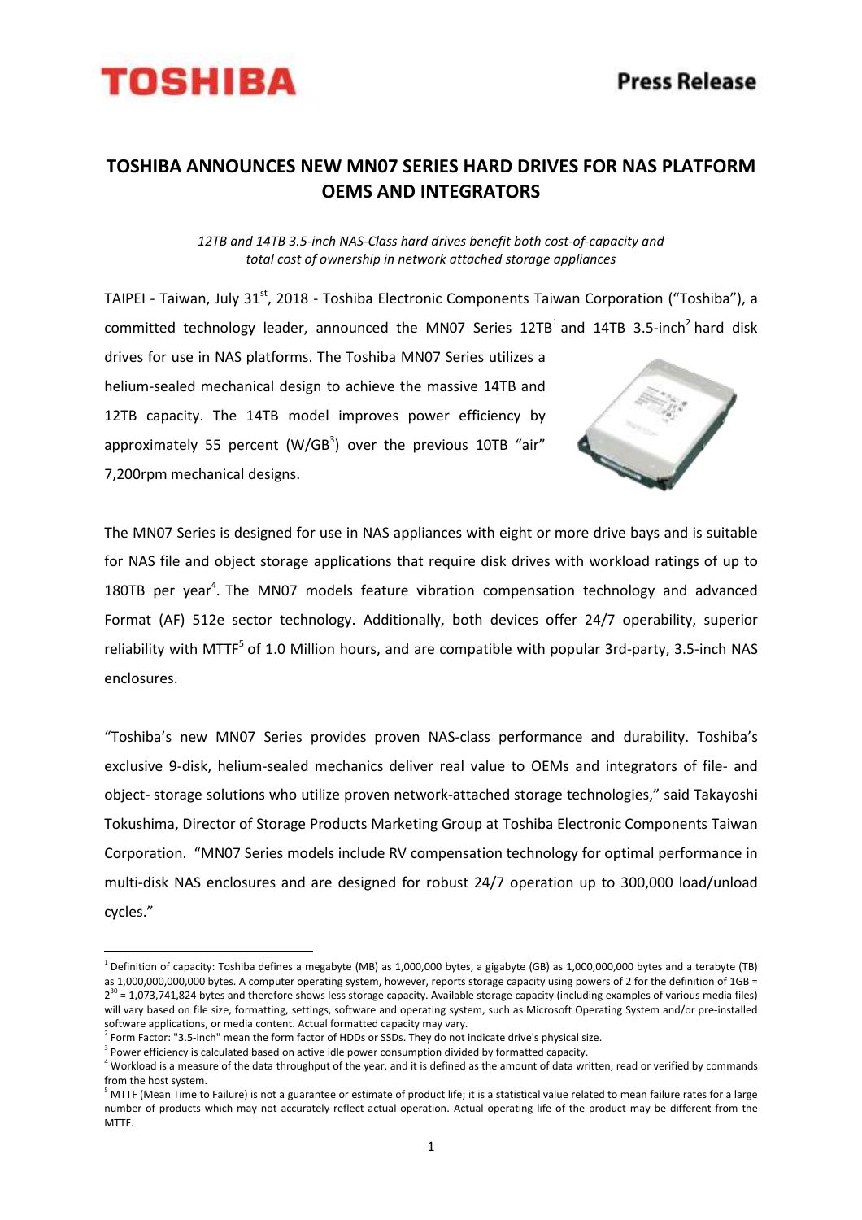# TOSHIBA ANNOUNCES NEW MN07 SERIES HARD DRIVES FOR NAS PLATFORM OEMS AND INTEGRATORS

*12TB and 14TB 3.5-inch NAS-Class hard drives benefit both cost-of-capacity and total cost of ownership in network attached storage appliances*

TAIPEI - Taiwan, July 31st, 2018 - Toshiba Electronic Components Taiwan Corporation ("Toshiba"), a committed technology leader, announced the MN07 Series 12TB[1] and 14TB 3.5-inch[2] hard disk drives for use in NAS platforms. The Toshiba MN07 Series utilizes a helium-sealed mechanical design to achieve the massive 14TB and 12TB capacity. The 14TB model improves power efficiency by approximately 55 percent (W/GB[3]) over the previous 10TB "air" 7,200rpm mechanical designs.

The MN07 Series is designed for use in NAS appliances with eight or more drive bays and is suitable for NAS file and object storage applications that require disk drives with workload ratings of up to 180TB per year[4]. The MN07 models feature vibration compensation technology and advanced Format (AF) 512e sector technology. Additionally, both devices offer 24/7 operability, superior reliability with MTTF[5] of 1.0 Million hours, and are compatible with popular 3rd-party, 3.5-inch NAS enclosures.

"Toshiba's new MN07 Series provides proven NAS-class performance and durability. Toshiba's exclusive 9-disk, helium-sealed mechanics deliver real value to OEMs and integrators of file- and object- storage solutions who utilize proven network-attached storage technologies," said Takayoshi Tokushima, Director of Storage Products Marketing Group at Toshiba Electronic Components Taiwan Corporation. "MN07 Series models include RV compensation technology for optimal performance in multi-disk NAS enclosures and are designed for robust 24/7 operation up to 300,000 load/unload cycles."

---

[1] Definition of capacity: Toshiba defines a megabyte (MB) as 1,000,000 bytes, a gigabyte (GB) as 1,000,000,000 bytes and a terabyte (TB) as 1,000,000,000,000 bytes. A computer operating system, however, reports storage capacity using powers of 2 for the definition of 1GB = $2^{30}$ = 1,073,741,824 bytes and therefore shows less storage capacity. Available storage capacity (including examples of various media files) will vary based on file size, formatting, settings, software and operating system, such as Microsoft Operating System and/or pre-installed software applications, or media content. Actual formatted capacity may vary.

[2] Form Factor: "3.5-inch" mean the form factor of HDDs or SSDs. They do not indicate drive's physical size.

[3] Power efficiency is calculated based on active idle power consumption divided by formatted capacity.

[4] Workload is a measure of the data throughput of the year, and it is defined as the amount of data written, read or verified by commands from the host system.

[5] MTTF (Mean Time to Failure) is not a guarantee or estimate of product life; it is a statistical value related to mean failure rates for a large number of products which may not accurately reflect actual operation. Actual operating life of the product may be different from the MTTF.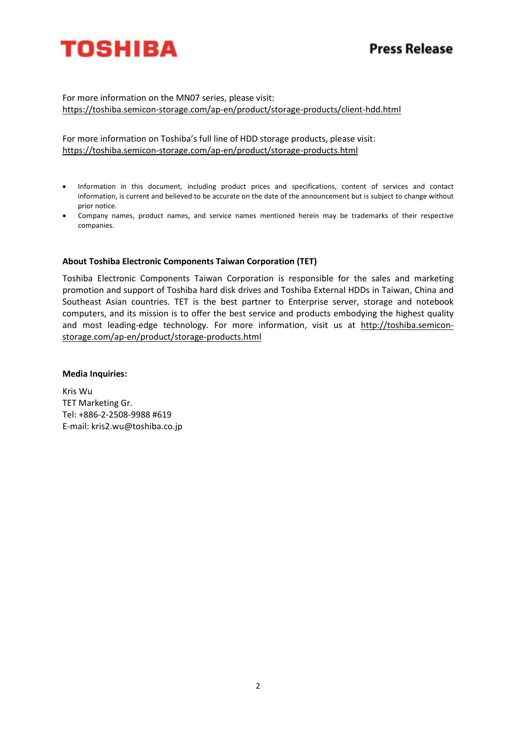For more information on the MN07 series, please visit:
https://toshiba.semicon-storage.com/ap-en/product/storage-products/client-hdd.html

For more information on Toshiba's full line of HDD storage products, please visit:
https://toshiba.semicon-storage.com/ap-en/product/storage-products.html

- Information in this document, including product prices and specifications, content of services and contact information, is current and believed to be accurate on the date of the announcement but is subject to change without prior notice.
- Company names, product names, and service names mentioned herein may be trademarks of their respective companies.

**About Toshiba Electronic Components Taiwan Corporation (TET)**

Toshiba Electronic Components Taiwan Corporation is responsible for the sales and marketing promotion and support of Toshiba hard disk drives and Toshiba External HDDs in Taiwan, China and Southeast Asian countries. TET is the best partner to Enterprise server, storage and notebook computers, and its mission is to offer the best service and products embodying the highest quality and most leading-edge technology. For more information, visit us at http://toshiba.semicon-storage.com/ap-en/product/storage-products.html

**Media Inquiries:**

Kris Wu
TET Marketing Gr.
Tel: +886-2-2508-9988 #619
E-mail: kris2.wu@toshiba.co.jp